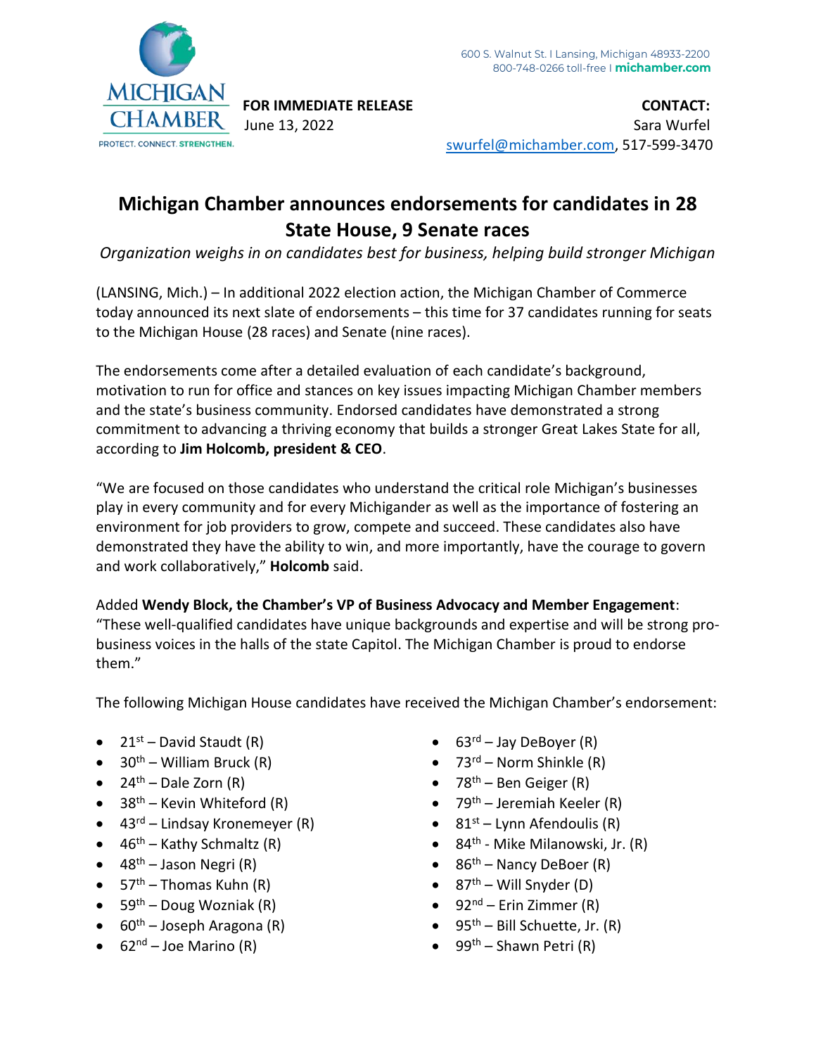MICHIGAN CHAMBER
PROTECT. CONNECT. STRENGTHEN.

600 S. Walnut St. I Lansing, Michigan 48933-2200
800-748-0266 toll-free I **michamber.com**

**FOR IMMEDIATE RELEASE**
June 13, 2022

**CONTACT:**
Sara Wurfel
swurfel@michamber.com, 517-599-3470

# Michigan Chamber announces endorsements for candidates in 28 State House, 9 Senate races

*Organization weighs in on candidates best for business, helping build stronger Michigan*

(LANSING, Mich.) – In additional 2022 election action, the Michigan Chamber of Commerce today announced its next slate of endorsements – this time for 37 candidates running for seats to the Michigan House (28 races) and Senate (nine races).

The endorsements come after a detailed evaluation of each candidate's background, motivation to run for office and stances on key issues impacting Michigan Chamber members and the state's business community. Endorsed candidates have demonstrated a strong commitment to advancing a thriving economy that builds a stronger Great Lakes State for all, according to **Jim Holcomb, president & CEO**.

"We are focused on those candidates who understand the critical role Michigan's businesses play in every community and for every Michigander as well as the importance of fostering an environment for job providers to grow, compete and succeed. These candidates also have demonstrated they have the ability to win, and more importantly, have the courage to govern and work collaboratively," **Holcomb** said.

Added **Wendy Block, the Chamber's VP of Business Advocacy and Member Engagement**: "These well-qualified candidates have unique backgrounds and expertise and will be strong pro-business voices in the halls of the state Capitol. The Michigan Chamber is proud to endorse them."

The following Michigan House candidates have received the Michigan Chamber's endorsement:

- 21st – David Staudt (R)
- 30th – William Bruck (R)
- 24th – Dale Zorn (R)
- 38th – Kevin Whiteford (R)
- 43rd – Lindsay Kronemeyer (R)
- 46th – Kathy Schmaltz (R)
- 48th – Jason Negri (R)
- 57th – Thomas Kuhn (R)
- 59th – Doug Wozniak (R)
- 60th – Joseph Aragona (R)
- 62nd – Joe Marino (R)
- 63rd – Jay DeBoyer (R)
- 73rd – Norm Shinkle (R)
- 78th – Ben Geiger (R)
- 79th – Jeremiah Keeler (R)
- 81st – Lynn Afendoulis (R)
- 84th - Mike Milanowski, Jr. (R)
- 86th – Nancy DeBoer (R)
- 87th – Will Snyder (D)
- 92nd – Erin Zimmer (R)
- 95th – Bill Schuette, Jr. (R)
- 99th – Shawn Petri (R)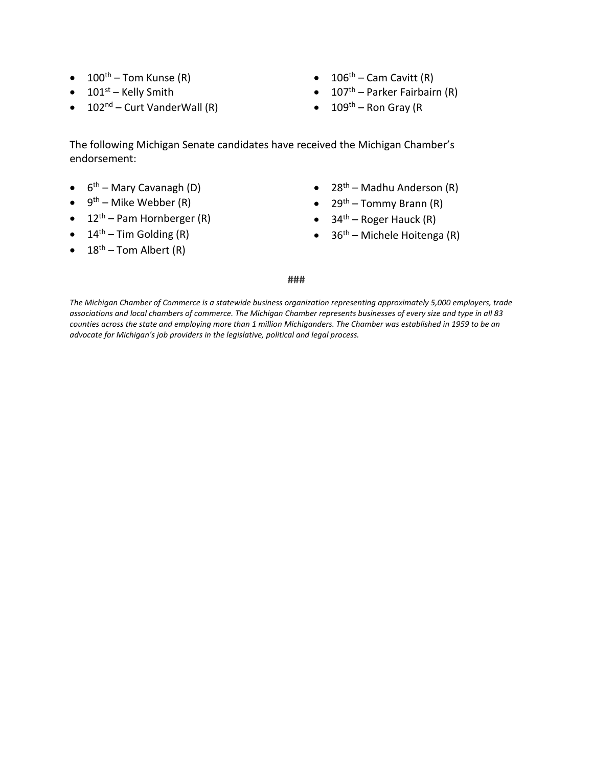- 100th – Tom Kunse (R)
- 101st – Kelly Smith
- 102nd – Curt VanderWall (R)
- 106th – Cam Cavitt (R)
- 107th – Parker Fairbairn (R)
- 109th – Ron Gray (R

The following Michigan Senate candidates have received the Michigan Chamber's endorsement:

- 6th – Mary Cavanagh (D)
- 9th – Mike Webber (R)
- 12th – Pam Hornberger (R)
- 14th – Tim Golding (R)
- 18th – Tom Albert (R)
- 28th – Madhu Anderson (R)
- 29th – Tommy Brann (R)
- 34th – Roger Hauck (R)
- 36th – Michele Hoitenga (R)

###

*The Michigan Chamber of Commerce is a statewide business organization representing approximately 5,000 employers, trade associations and local chambers of commerce. The Michigan Chamber represents businesses of every size and type in all 83 counties across the state and employing more than 1 million Michiganders. The Chamber was established in 1959 to be an advocate for Michigan's job providers in the legislative, political and legal process.*